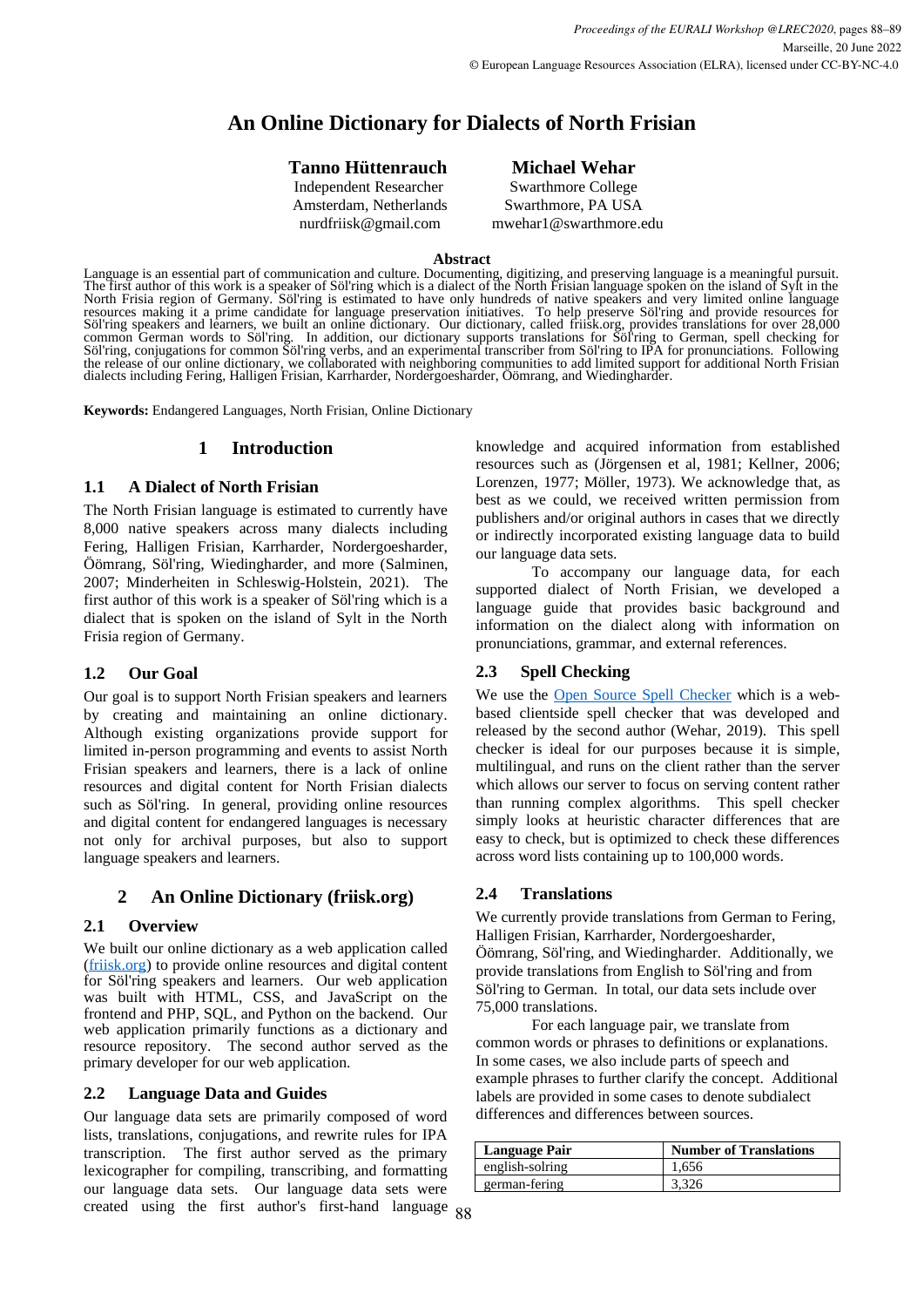# An Online Dictionary for Dialects of North Frisian

**Tanno Hüttenrauch**
Independent Researcher
Amsterdam, Netherlands
nurdfriisk@gmail.com

**Michael Wehar**
Swarthmore College
Swarthmore, PA USA
mwehar1@swarthmore.edu

### Abstract

Language is an essential part of communication and culture. Documenting, digitizing, and preserving language is a meaningful pursuit. The first author of this work is a speaker of Söl'ring which is a dialect of the North Frisian language spoken on the island of Sylt in the North Frisia region of Germany. Söl'ring is estimated to have only hundreds of native speakers and very limited online language resources making it a prime candidate for language preservation initiatives. To help preserve Söl'ring and provide resources for Söl'ring speakers and learners, we built an online dictionary. Our dictionary, called friisk.org, provides translations for over 28,000 common German words to Söl'ring. In addition, our dictionary supports translations for Söl'ring to German, spell checking for Söl'ring, conjugations for common Söl'ring verbs, and an experimental transcriber from Söl'ring to IPA for pronunciations. Following the release of our online dictionary, we collaborated with neighboring communities to add limited support for additional North Frisian dialects including Fering, Halligen Frisian, Karrharder, Nordergoesharder, Öömrang, and Wiedingharder.

**Keywords:** Endangered Languages, North Frisian, Online Dictionary

## 1 Introduction

### 1.1 A Dialect of North Frisian

The North Frisian language is estimated to currently have 8,000 native speakers across many dialects including Fering, Halligen Frisian, Karrharder, Nordergoesharder, Öömrang, Söl'ring, Wiedingharder, and more (Salminen, 2007; Minderheiten in Schleswig-Holstein, 2021). The first author of this work is a speaker of Söl'ring which is a dialect that is spoken on the island of Sylt in the North Frisia region of Germany.

### 1.2 Our Goal

Our goal is to support North Frisian speakers and learners by creating and maintaining an online dictionary. Although existing organizations provide support for limited in-person programming and events to assist North Frisian speakers and learners, there is a lack of online resources and digital content for North Frisian dialects such as Söl'ring. In general, providing online resources and digital content for endangered languages is necessary not only for archival purposes, but also to support language speakers and learners.

## 2 An Online Dictionary (friisk.org)

### 2.1 Overview

We built our online dictionary as a web application called (friisk.org) to provide online resources and digital content for Söl'ring speakers and learners. Our web application was built with HTML, CSS, and JavaScript on the frontend and PHP, SQL, and Python on the backend. Our web application primarily functions as a dictionary and resource repository. The second author served as the primary developer for our web application.

### 2.2 Language Data and Guides

Our language data sets are primarily composed of word lists, translations, conjugations, and rewrite rules for IPA transcription. The first author served as the primary lexicographer for compiling, transcribing, and formatting our language data sets. Our language data sets were created using the first author's first-hand language knowledge and acquired information from established resources such as (Jörgensen et al, 1981; Kellner, 2006; Lorenzen, 1977; Möller, 1973). We acknowledge that, as best as we could, we received written permission from publishers and/or original authors in cases that we directly or indirectly incorporated existing language data to build our language data sets.

To accompany our language data, for each supported dialect of North Frisian, we developed a language guide that provides basic background and information on the dialect along with information on pronunciations, grammar, and external references.

### 2.3 Spell Checking

We use the Open Source Spell Checker which is a web-based clientside spell checker that was developed and released by the second author (Wehar, 2019). This spell checker is ideal for our purposes because it is simple, multilingual, and runs on the client rather than the server which allows our server to focus on serving content rather than running complex algorithms. This spell checker simply looks at heuristic character differences that are easy to check, but is optimized to check these differences across word lists containing up to 100,000 words.

### 2.4 Translations

We currently provide translations from German to Fering, Halligen Frisian, Karrharder, Nordergoesharder, Öömrang, Söl'ring, and Wiedingharder. Additionally, we provide translations from English to Söl'ring and from Söl'ring to German. In total, our data sets include over 75,000 translations.

For each language pair, we translate from common words or phrases to definitions or explanations. In some cases, we also include parts of speech and example phrases to further clarify the concept. Additional labels are provided in some cases to denote subdialect differences and differences between sources.

| Language Pair | Number of Translations |
|---|---|
| english-solring | 1,656 |
| german-fering | 3,326 |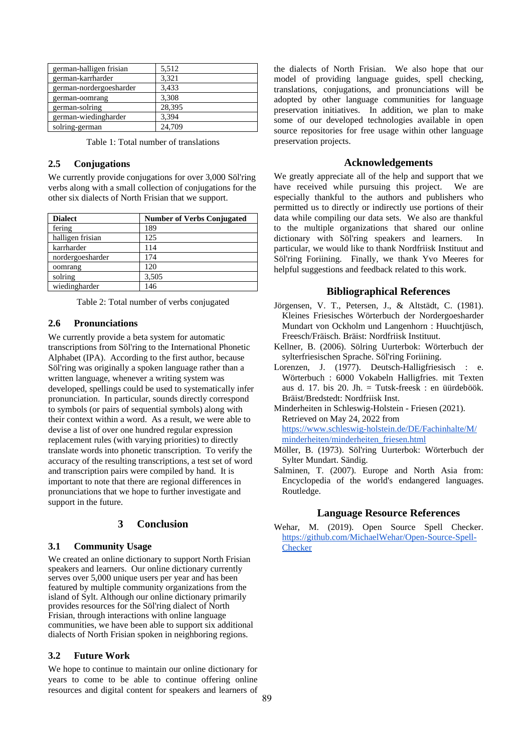| | |
|---|---|
| german-halligen frisian | 5,512 |
| german-karrharder | 3,321 |
| german-nordergoesharder | 3,433 |
| german-oomrang | 3,308 |
| german-solring | 28,395 |
| german-wiedingharder | 3,394 |
| solring-german | 24,709 |

Table 1: Total number of translations

### 2.5 Conjugations

We currently provide conjugations for over 3,000 Söl'ring verbs along with a small collection of conjugations for the other six dialects of North Frisian that we support.

| Dialect | Number of Verbs Conjugated |
|---|---|
| fering | 189 |
| halligen frisian | 125 |
| karrharder | 114 |
| nordergoesharder | 174 |
| oomrang | 120 |
| solring | 3,505 |
| wiedingharder | 146 |

Table 2: Total number of verbs conjugated

### 2.6 Pronunciations

We currently provide a beta system for automatic transcriptions from Söl'ring to the International Phonetic Alphabet (IPA). According to the first author, because Söl'ring was originally a spoken language rather than a written language, whenever a writing system was developed, spellings could be used to systematically infer pronunciation. In particular, sounds directly correspond to symbols (or pairs of sequential symbols) along with their context within a word. As a result, we were able to devise a list of over one hundred regular expression replacement rules (with varying priorities) to directly translate words into phonetic transcription. To verify the accuracy of the resulting transcriptions, a test set of word and transcription pairs were compiled by hand. It is important to note that there are regional differences in pronunciations that we hope to further investigate and support in the future.

## 3 Conclusion

### 3.1 Community Usage

We created an online dictionary to support North Frisian speakers and learners. Our online dictionary currently serves over 5,000 unique users per year and has been featured by multiple community organizations from the island of Sylt. Although our online dictionary primarily provides resources for the Söl'ring dialect of North Frisian, through interactions with online language communities, we have been able to support six additional dialects of North Frisian spoken in neighboring regions.

### 3.2 Future Work

We hope to continue to maintain our online dictionary for years to come to be able to continue offering online resources and digital content for speakers and learners of the dialects of North Frisian. We also hope that our model of providing language guides, spell checking, translations, conjugations, and pronunciations will be adopted by other language communities for language preservation initiatives. In addition, we plan to make some of our developed technologies available in open source repositories for free usage within other language preservation projects.

## Acknowledgements

We greatly appreciate all of the help and support that we have received while pursuing this project. We are especially thankful to the authors and publishers who permitted us to directly or indirectly use portions of their data while compiling our data sets. We also are thankful to the multiple organizations that shared our online dictionary with Söl'ring speakers and learners. In particular, we would like to thank Nordfriisk Instituut and Söl'ring Foriining. Finally, we thank Yvo Meeres for helpful suggestions and feedback related to this work.

## Bibliographical References

Jörgensen, V. T., Petersen, J., & Altstädt, C. (1981). Kleines Friesisches Wörterbuch der Nordergoesharder Mundart von Ockholm und Langenhorn : Huuchtjüsch, Freesch/Fräisch. Bräist: Nordfriisk Instituut.

Kellner, B. (2006). Sölring Uurterbok: Wörterbuch der sylterfriesischen Sprache. Söl'ring Foriining.

Lorenzen, J. (1977). Deutsch-Halligfriesisch : e. Wörterbuch : 6000 Vokabeln Halligfries. mit Texten aus d. 17. bis 20. Jh. = Tutsk-freesk : en üürdebóök. Bräist/Bredstedt: Nordfriisk Inst.

Minderheiten in Schleswig-Holstein - Friesen (2021). Retrieved on May 24, 2022 from https://www.schleswig-holstein.de/DE/Fachinhalte/M/minderheiten/minderheiten_friesen.html

Möller, B. (1973). Söl'ring Uurterbok: Wörterbuch der Sylter Mundart. Sändig.

Salminen, T. (2007). Europe and North Asia from: Encyclopedia of the world's endangered languages. Routledge.

## Language Resource References

Wehar, M. (2019). Open Source Spell Checker. https://github.com/MichaelWehar/Open-Source-Spell-Checker